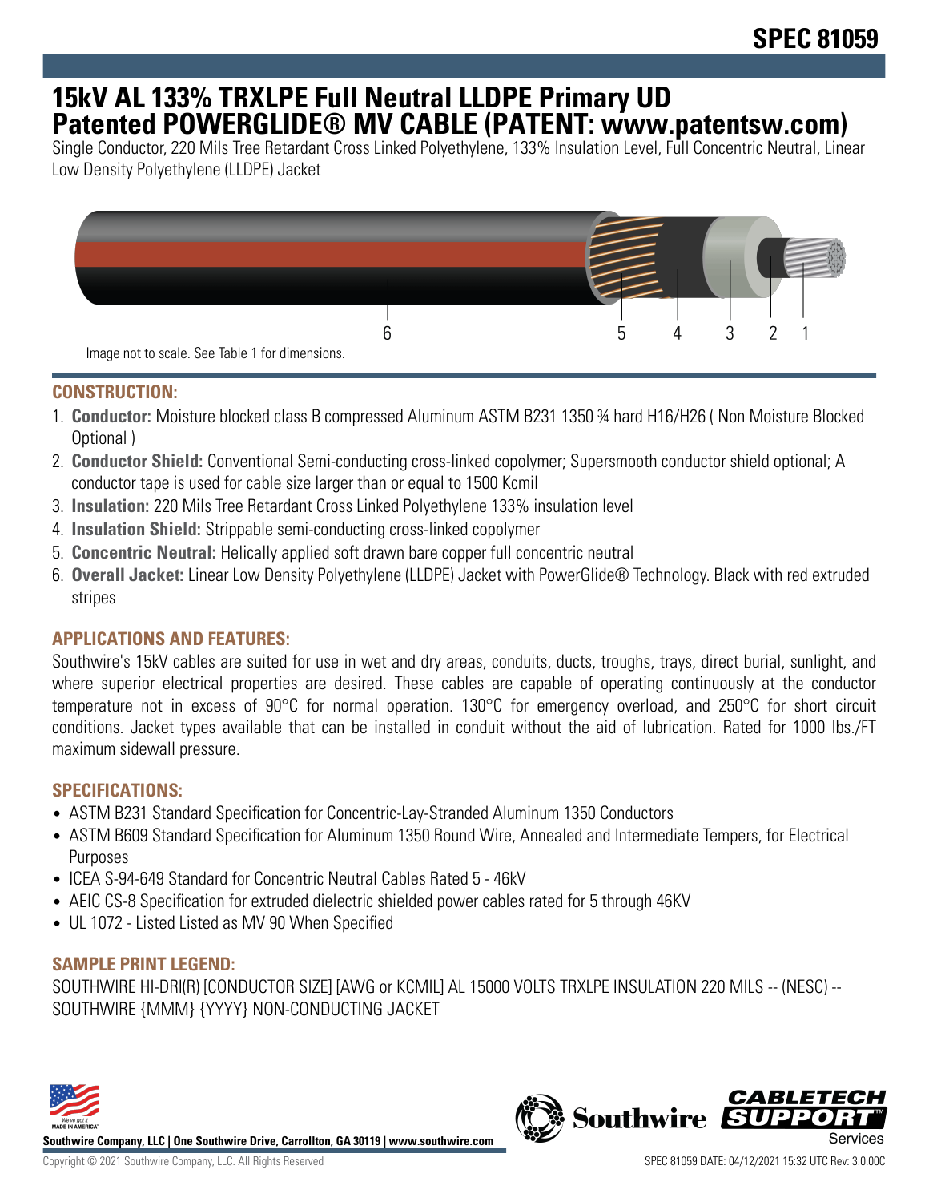# SPEC 81059

# 15kV AL 133% TRXLPE Full Neutral LLDPE Primary UD Patented POWERGLIDE® MV CABLE (PATENT: www.patentsw.com)

Single Conductor, 220 Mils Tree Retardant Cross Linked Polyethylene, 133% Insulation Level, Full Concentric Neutral, Linear Low Density Polyethylene (LLDPE) Jacket

6 5 4 3 2 1

Image not to scale. See Table 1 for dimensions.

## CONSTRUCTION:

1. **Conductor:** Moisture blocked class B compressed Aluminum ASTM B231 1350 ¾ hard H16/H26 ( Non Moisture Blocked Optional )
2. **Conductor Shield:** Conventional Semi-conducting cross-linked copolymer; Supersmooth conductor shield optional; A conductor tape is used for cable size larger than or equal to 1500 Kcmil
3. **Insulation:** 220 Mils Tree Retardant Cross Linked Polyethylene 133% insulation level
4. **Insulation Shield:** Strippable semi-conducting cross-linked copolymer
5. **Concentric Neutral:** Helically applied soft drawn bare copper full concentric neutral
6. **Overall Jacket:** Linear Low Density Polyethylene (LLDPE) Jacket with PowerGlide® Technology. Black with red extruded stripes

## APPLICATIONS AND FEATURES:

Southwire's 15kV cables are suited for use in wet and dry areas, conduits, ducts, troughs, trays, direct burial, sunlight, and where superior electrical properties are desired. These cables are capable of operating continuously at the conductor temperature not in excess of 90°C for normal operation. 130°C for emergency overload, and 250°C for short circuit conditions. Jacket types available that can be installed in conduit without the aid of lubrication. Rated for 1000 lbs./FT maximum sidewall pressure.

## SPECIFICATIONS:

- ASTM B231 Standard Specification for Concentric-Lay-Stranded Aluminum 1350 Conductors
- ASTM B609 Standard Specification for Aluminum 1350 Round Wire, Annealed and Intermediate Tempers, for Electrical Purposes
- ICEA S-94-649 Standard for Concentric Neutral Cables Rated 5 - 46kV
- AEIC CS-8 Specification for extruded dielectric shielded power cables rated for 5 through 46KV
- UL 1072 - Listed Listed as MV 90 When Specified

## SAMPLE PRINT LEGEND:

SOUTHWIRE HI-DRI(R) [CONDUCTOR SIZE] [AWG or KCMIL] AL 15000 VOLTS TRXLPE INSULATION 220 MILS -- (NESC) -- SOUTHWIRE {MMM} {YYYY} NON-CONDUCTING JACKET

**Southwire Company, LLC | One Southwire Drive, Carrollton, GA 30119 | www.southwire.com**

Copyright © 2021 Southwire Company, LLC. All Rights Reserved

SPEC 81059 DATE: 04/12/2021 15:32 UTC Rev: 3.0.00C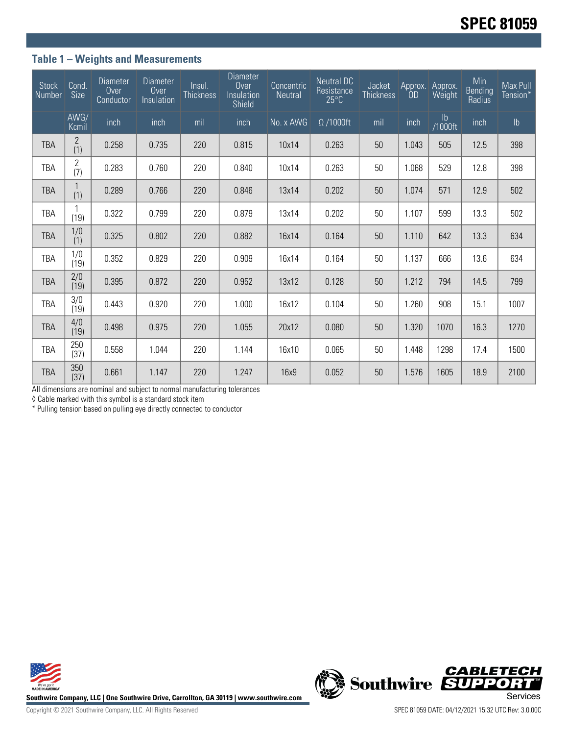## Table 1 – Weights and Measurements

| Stock Number | Cond. Size | Diameter Over Conductor | Diameter Over Insulation | Insul. Thickness | Diameter Over Insulation Shield | Concentric Neutral | Neutral DC Resistance 25°C | Jacket Thickness | Approx. OD | Approx. Weight | Min Bending Radius | Max Pull Tension* |
|---|---|---|---|---|---|---|---|---|---|---|---|---|
| | AWG/ Kcmil | inch | inch | mil | inch | No. x AWG | Ω /1000ft | mil | inch | lb /1000ft | inch | lb |
| TBA | 2 (1) | 0.258 | 0.735 | 220 | 0.815 | 10x14 | 0.263 | 50 | 1.043 | 505 | 12.5 | 398 |
| TBA | 2 (7) | 0.283 | 0.760 | 220 | 0.840 | 10x14 | 0.263 | 50 | 1.068 | 529 | 12.8 | 398 |
| TBA | 1 (1) | 0.289 | 0.766 | 220 | 0.846 | 13x14 | 0.202 | 50 | 1.074 | 571 | 12.9 | 502 |
| TBA | 1 (19) | 0.322 | 0.799 | 220 | 0.879 | 13x14 | 0.202 | 50 | 1.107 | 599 | 13.3 | 502 |
| TBA | 1/0 (1) | 0.325 | 0.802 | 220 | 0.882 | 16x14 | 0.164 | 50 | 1.110 | 642 | 13.3 | 634 |
| TBA | 1/0 (19) | 0.352 | 0.829 | 220 | 0.909 | 16x14 | 0.164 | 50 | 1.137 | 666 | 13.6 | 634 |
| TBA | 2/0 (19) | 0.395 | 0.872 | 220 | 0.952 | 13x12 | 0.128 | 50 | 1.212 | 794 | 14.5 | 799 |
| TBA | 3/0 (19) | 0.443 | 0.920 | 220 | 1.000 | 16x12 | 0.104 | 50 | 1.260 | 908 | 15.1 | 1007 |
| TBA | 4/0 (19) | 0.498 | 0.975 | 220 | 1.055 | 20x12 | 0.080 | 50 | 1.320 | 1070 | 16.3 | 1270 |
| TBA | 250 (37) | 0.558 | 1.044 | 220 | 1.144 | 16x10 | 0.065 | 50 | 1.448 | 1298 | 17.4 | 1500 |
| TBA | 350 (37) | 0.661 | 1.147 | 220 | 1.247 | 16x9 | 0.052 | 50 | 1.576 | 1605 | 18.9 | 2100 |

All dimensions are nominal and subject to normal manufacturing tolerances

◊ Cable marked with this symbol is a standard stock item

* Pulling tension based on pulling eye directly connected to conductor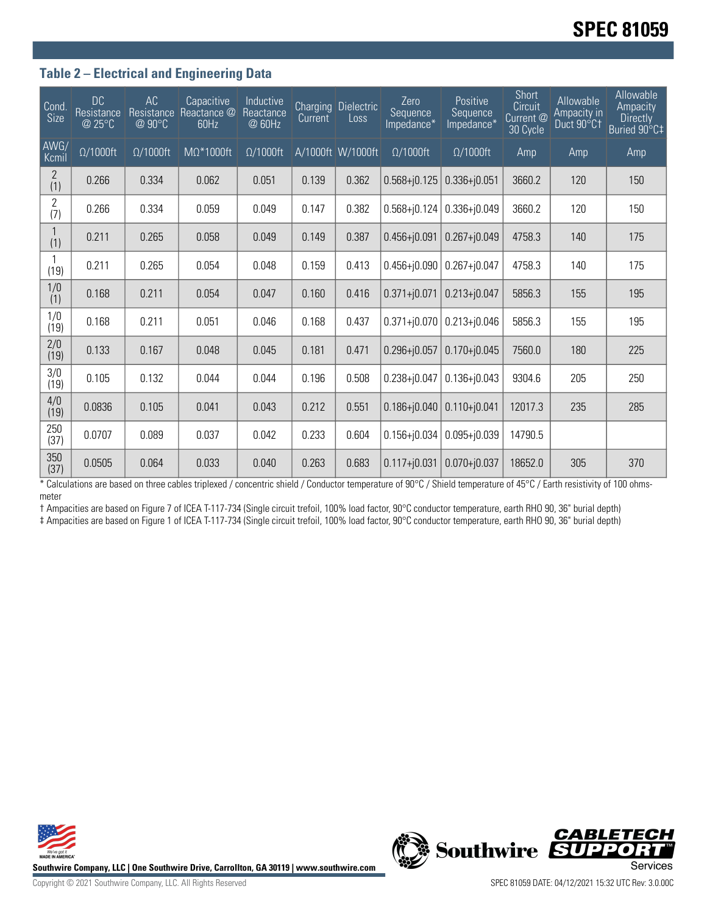## Table 2 – Electrical and Engineering Data

| Cond. Size | DC Resistance @ 25°C | AC Resistance @ 90°C | Capacitive Reactance @ 60Hz | Inductive Reactance @ 60Hz | Charging Current | Dielectric Loss | Zero Sequence Impedance* | Positive Sequence Impedance* | Short Circuit Current @ 30 Cycle | Allowable Ampacity in Duct 90°C† | Allowable Ampacity Directly Buried 90°C‡ |
|---|---|---|---|---|---|---|---|---|---|---|---|
| AWG/ Kcmil | Ω/1000ft | Ω/1000ft | MΩ*1000ft | Ω/1000ft | A/1000ft | W/1000ft | Ω/1000ft | Ω/1000ft | Amp | Amp | Amp |
| 2 (1) | 0.266 | 0.334 | 0.062 | 0.051 | 0.139 | 0.362 | 0.568+j0.125 | 0.336+j0.051 | 3660.2 | 120 | 150 |
| 2 (7) | 0.266 | 0.334 | 0.059 | 0.049 | 0.147 | 0.382 | 0.568+j0.124 | 0.336+j0.049 | 3660.2 | 120 | 150 |
| 1 (1) | 0.211 | 0.265 | 0.058 | 0.049 | 0.149 | 0.387 | 0.456+j0.091 | 0.267+j0.049 | 4758.3 | 140 | 175 |
| 1 (19) | 0.211 | 0.265 | 0.054 | 0.048 | 0.159 | 0.413 | 0.456+j0.090 | 0.267+j0.047 | 4758.3 | 140 | 175 |
| 1/0 (1) | 0.168 | 0.211 | 0.054 | 0.047 | 0.160 | 0.416 | 0.371+j0.071 | 0.213+j0.047 | 5856.3 | 155 | 195 |
| 1/0 (19) | 0.168 | 0.211 | 0.051 | 0.046 | 0.168 | 0.437 | 0.371+j0.070 | 0.213+j0.046 | 5856.3 | 155 | 195 |
| 2/0 (19) | 0.133 | 0.167 | 0.048 | 0.045 | 0.181 | 0.471 | 0.296+j0.057 | 0.170+j0.045 | 7560.0 | 180 | 225 |
| 3/0 (19) | 0.105 | 0.132 | 0.044 | 0.044 | 0.196 | 0.508 | 0.238+j0.047 | 0.136+j0.043 | 9304.6 | 205 | 250 |
| 4/0 (19) | 0.0836 | 0.105 | 0.041 | 0.043 | 0.212 | 0.551 | 0.186+j0.040 | 0.110+j0.041 | 12017.3 | 235 | 285 |
| 250 (37) | 0.0707 | 0.089 | 0.037 | 0.042 | 0.233 | 0.604 | 0.156+j0.034 | 0.095+j0.039 | 14790.5 | | |
| 350 (37) | 0.0505 | 0.064 | 0.033 | 0.040 | 0.263 | 0.683 | 0.117+j0.031 | 0.070+j0.037 | 18652.0 | 305 | 370 |

* Calculations are based on three cables triplexed / concentric shield / Conductor temperature of 90°C / Shield temperature of 45°C / Earth resistivity of 100 ohms-meter

† Ampacities are based on Figure 7 of ICEA T-117-734 (Single circuit trefoil, 100% load factor, 90°C conductor temperature, earth RHO 90, 36" burial depth)

‡ Ampacities are based on Figure 1 of ICEA T-117-734 (Single circuit trefoil, 100% load factor, 90°C conductor temperature, earth RHO 90, 36" burial depth)

Southwire Company, LLC | One Southwire Drive, Carrollton, GA 30119 | www.southwire.com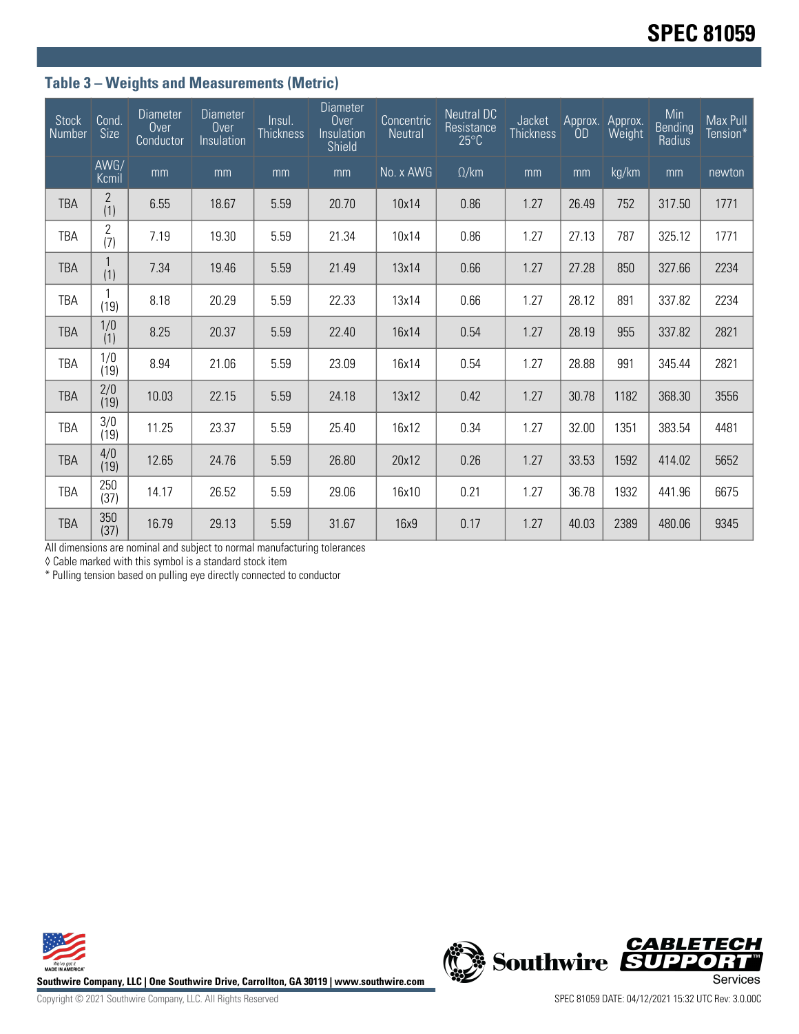### Table 3 – Weights and Measurements (Metric)

| Stock Number | Cond. Size | Diameter Over Conductor | Diameter Over Insulation | Insul. Thickness | Diameter Over Insulation Shield | Concentric Neutral | Neutral DC Resistance 25°C | Jacket Thickness | Approx. OD | Approx. Weight | Min Bending Radius | Max Pull Tension* |
|---|---|---|---|---|---|---|---|---|---|---|---|---|
| | AWG/ Kcmil | mm | mm | mm | mm | No. x AWG | Ω/km | mm | mm | kg/km | mm | newton |
| TBA | 2 (1) | 6.55 | 18.67 | 5.59 | 20.70 | 10x14 | 0.86 | 1.27 | 26.49 | 752 | 317.50 | 1771 |
| TBA | 2 (7) | 7.19 | 19.30 | 5.59 | 21.34 | 10x14 | 0.86 | 1.27 | 27.13 | 787 | 325.12 | 1771 |
| TBA | 1 (1) | 7.34 | 19.46 | 5.59 | 21.49 | 13x14 | 0.66 | 1.27 | 27.28 | 850 | 327.66 | 2234 |
| TBA | 1 (19) | 8.18 | 20.29 | 5.59 | 22.33 | 13x14 | 0.66 | 1.27 | 28.12 | 891 | 337.82 | 2234 |
| TBA | 1/0 (1) | 8.25 | 20.37 | 5.59 | 22.40 | 16x14 | 0.54 | 1.27 | 28.19 | 955 | 337.82 | 2821 |
| TBA | 1/0 (19) | 8.94 | 21.06 | 5.59 | 23.09 | 16x14 | 0.54 | 1.27 | 28.88 | 991 | 345.44 | 2821 |
| TBA | 2/0 (19) | 10.03 | 22.15 | 5.59 | 24.18 | 13x12 | 0.42 | 1.27 | 30.78 | 1182 | 368.30 | 3556 |
| TBA | 3/0 (19) | 11.25 | 23.37 | 5.59 | 25.40 | 16x12 | 0.34 | 1.27 | 32.00 | 1351 | 383.54 | 4481 |
| TBA | 4/0 (19) | 12.65 | 24.76 | 5.59 | 26.80 | 20x12 | 0.26 | 1.27 | 33.53 | 1592 | 414.02 | 5652 |
| TBA | 250 (37) | 14.17 | 26.52 | 5.59 | 29.06 | 16x10 | 0.21 | 1.27 | 36.78 | 1932 | 441.96 | 6675 |
| TBA | 350 (37) | 16.79 | 29.13 | 5.59 | 31.67 | 16x9 | 0.17 | 1.27 | 40.03 | 2389 | 480.06 | 9345 |

All dimensions are nominal and subject to normal manufacturing tolerances

◊ Cable marked with this symbol is a standard stock item

* Pulling tension based on pulling eye directly connected to conductor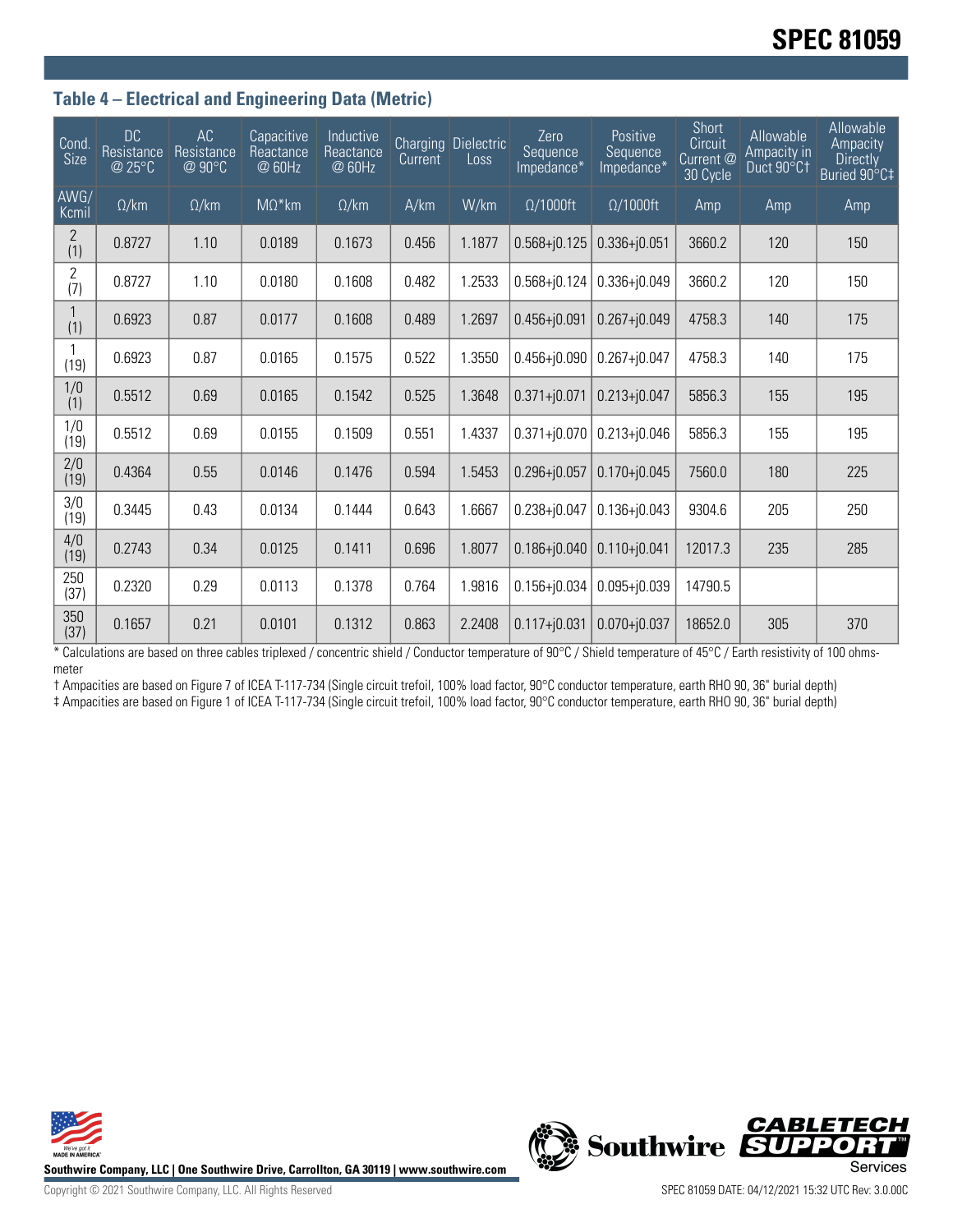# SPEC 81059

### Table 4 – Electrical and Engineering Data (Metric)

| Cond. Size | DC Resistance @ 25°C | AC Resistance @ 90°C | Capacitive Reactance @ 60Hz | Inductive Reactance @ 60Hz | Charging Current | Dielectric Loss | Zero Sequence Impedance* | Positive Sequence Impedance* | Short Circuit Current @ 30 Cycle | Allowable Ampacity in Duct 90°C† | Allowable Ampacity Directly Buried 90°C‡ |
|---|---|---|---|---|---|---|---|---|---|---|---|
| AWG/ Kcmil | Ω/km | Ω/km | MΩ*km | Ω/km | A/km | W/km | Ω/1000ft | Ω/1000ft | Amp | Amp | Amp |
| 2 (1) | 0.8727 | 1.10 | 0.0189 | 0.1673 | 0.456 | 1.1877 | 0.568+j0.125 | 0.336+j0.051 | 3660.2 | 120 | 150 |
| 2 (7) | 0.8727 | 1.10 | 0.0180 | 0.1608 | 0.482 | 1.2533 | 0.568+j0.124 | 0.336+j0.049 | 3660.2 | 120 | 150 |
| 1 (1) | 0.6923 | 0.87 | 0.0177 | 0.1608 | 0.489 | 1.2697 | 0.456+j0.091 | 0.267+j0.049 | 4758.3 | 140 | 175 |
| 1 (19) | 0.6923 | 0.87 | 0.0165 | 0.1575 | 0.522 | 1.3550 | 0.456+j0.090 | 0.267+j0.047 | 4758.3 | 140 | 175 |
| 1/0 (1) | 0.5512 | 0.69 | 0.0165 | 0.1542 | 0.525 | 1.3648 | 0.371+j0.071 | 0.213+j0.047 | 5856.3 | 155 | 195 |
| 1/0 (19) | 0.5512 | 0.69 | 0.0155 | 0.1509 | 0.551 | 1.4337 | 0.371+j0.070 | 0.213+j0.046 | 5856.3 | 155 | 195 |
| 2/0 (19) | 0.4364 | 0.55 | 0.0146 | 0.1476 | 0.594 | 1.5453 | 0.296+j0.057 | 0.170+j0.045 | 7560.0 | 180 | 225 |
| 3/0 (19) | 0.3445 | 0.43 | 0.0134 | 0.1444 | 0.643 | 1.6667 | 0.238+j0.047 | 0.136+j0.043 | 9304.6 | 205 | 250 |
| 4/0 (19) | 0.2743 | 0.34 | 0.0125 | 0.1411 | 0.696 | 1.8077 | 0.186+j0.040 | 0.110+j0.041 | 12017.3 | 235 | 285 |
| 250 (37) | 0.2320 | 0.29 | 0.0113 | 0.1378 | 0.764 | 1.9816 | 0.156+j0.034 | 0.095+j0.039 | 14790.5 | | |
| 350 (37) | 0.1657 | 0.21 | 0.0101 | 0.1312 | 0.863 | 2.2408 | 0.117+j0.031 | 0.070+j0.037 | 18652.0 | 305 | 370 |

\* Calculations are based on three cables triplexed / concentric shield / Conductor temperature of 90°C / Shield temperature of 45°C / Earth resistivity of 100 ohms-meter

† Ampacities are based on Figure 7 of ICEA T-117-734 (Single circuit trefoil, 100% load factor, 90°C conductor temperature, earth RHO 90, 36" burial depth)

‡ Ampacities are based on Figure 1 of ICEA T-117-734 (Single circuit trefoil, 100% load factor, 90°C conductor temperature, earth RHO 90, 36" burial depth)

Southwire Company, LLC | One Southwire Drive, Carrollton, GA 30119 | www.southwire.com

Copyright © 2021 Southwire Company, LLC. All Rights Reserved

SPEC 81059 DATE: 04/12/2021 15:32 UTC Rev: 3.0.00C